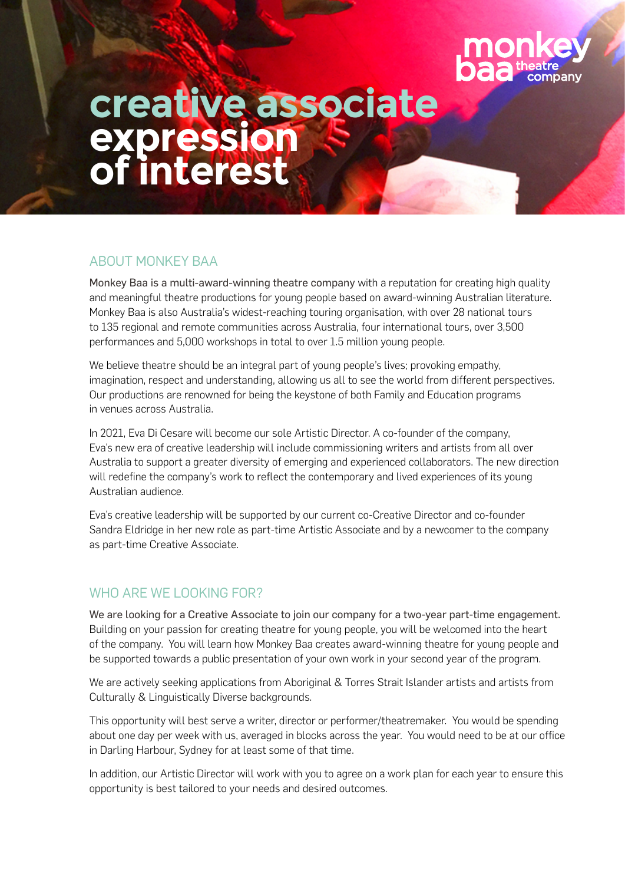monkey baa theatre company

# creative associate expression of interest

## ABOUT MONKEY BAA

Monkey Baa is a multi-award-winning theatre company with a reputation for creating high quality and meaningful theatre productions for young people based on award-winning Australian literature. Monkey Baa is also Australia's widest-reaching touring organisation, with over 28 national tours to 135 regional and remote communities across Australia, four international tours, over 3,500 performances and 5,000 workshops in total to over 1.5 million young people.

We believe theatre should be an integral part of young people's lives; provoking empathy, imagination, respect and understanding, allowing us all to see the world from different perspectives. Our productions are renowned for being the keystone of both Family and Education programs in venues across Australia.

In 2021, Eva Di Cesare will become our sole Artistic Director. A co-founder of the company, Eva's new era of creative leadership will include commissioning writers and artists from all over Australia to support a greater diversity of emerging and experienced collaborators. The new direction will redefine the company's work to reflect the contemporary and lived experiences of its young Australian audience.

Eva's creative leadership will be supported by our current co-Creative Director and co-founder Sandra Eldridge in her new role as part-time Artistic Associate and by a newcomer to the company as part-time Creative Associate.

## WHO ARE WE LOOKING FOR?

We are looking for a Creative Associate to join our company for a two-year part-time engagement. Building on your passion for creating theatre for young people, you will be welcomed into the heart of the company. You will learn how Monkey Baa creates award-winning theatre for young people and be supported towards a public presentation of your own work in your second year of the program.

We are actively seeking applications from Aboriginal & Torres Strait Islander artists and artists from Culturally & Linguistically Diverse backgrounds.

This opportunity will best serve a writer, director or performer/theatremaker. You would be spending about one day per week with us, averaged in blocks across the year. You would need to be at our office in Darling Harbour, Sydney for at least some of that time.

In addition, our Artistic Director will work with you to agree on a work plan for each year to ensure this opportunity is best tailored to your needs and desired outcomes.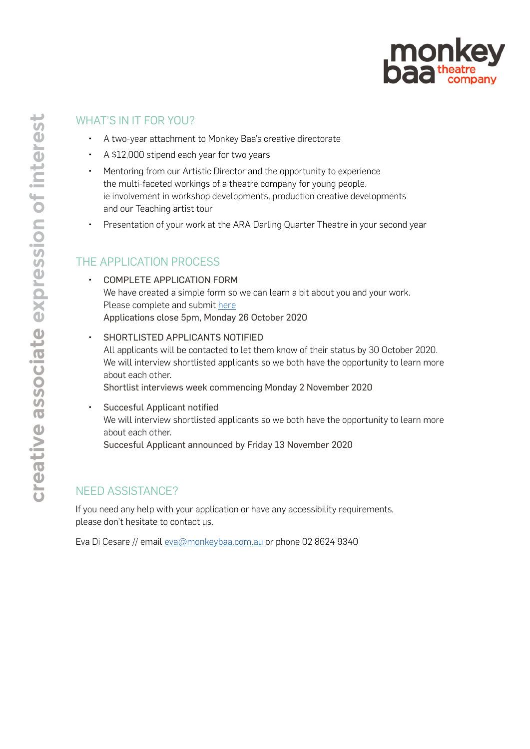## WHAT'S IN IT FOR YOU?

- A two-year attachment to Monkey Baa's creative directorate
- A $12,000 stipend each year for two years
- Mentoring from our Artistic Director and the opportunity to experience the multi-faceted workings of a theatre company for young people.
  ie involvement in workshop developments, production creative developments and our Teaching artist tour
- Presentation of your work at the ARA Darling Quarter Theatre in your second year

## THE APPLICATION PROCESS

- COMPLETE APPLICATION FORM
  We have created a simple form so we can learn a bit about you and your work.
  Please complete and submit here
  Applications close 5pm, Monday 26 October 2020
- SHORTLISTED APPLICANTS NOTIFIED
  All applicants will be contacted to let them know of their status by 30 October 2020.
  We will interview shortlisted applicants so we both have the opportunity to learn more about each other.
  Shortlist interviews week commencing Monday 2 November 2020
- Succesful Applicant notified
  We will interview shortlisted applicants so we both have the opportunity to learn more about each other.
  Succesful Applicant announced by Friday 13 November 2020

## NEED ASSISTANCE?

If you need any help with your application or have any accessibility requirements, please don't hesitate to contact us.

Eva Di Cesare // email eva@monkeybaa.com.au or phone 02 8624 9340